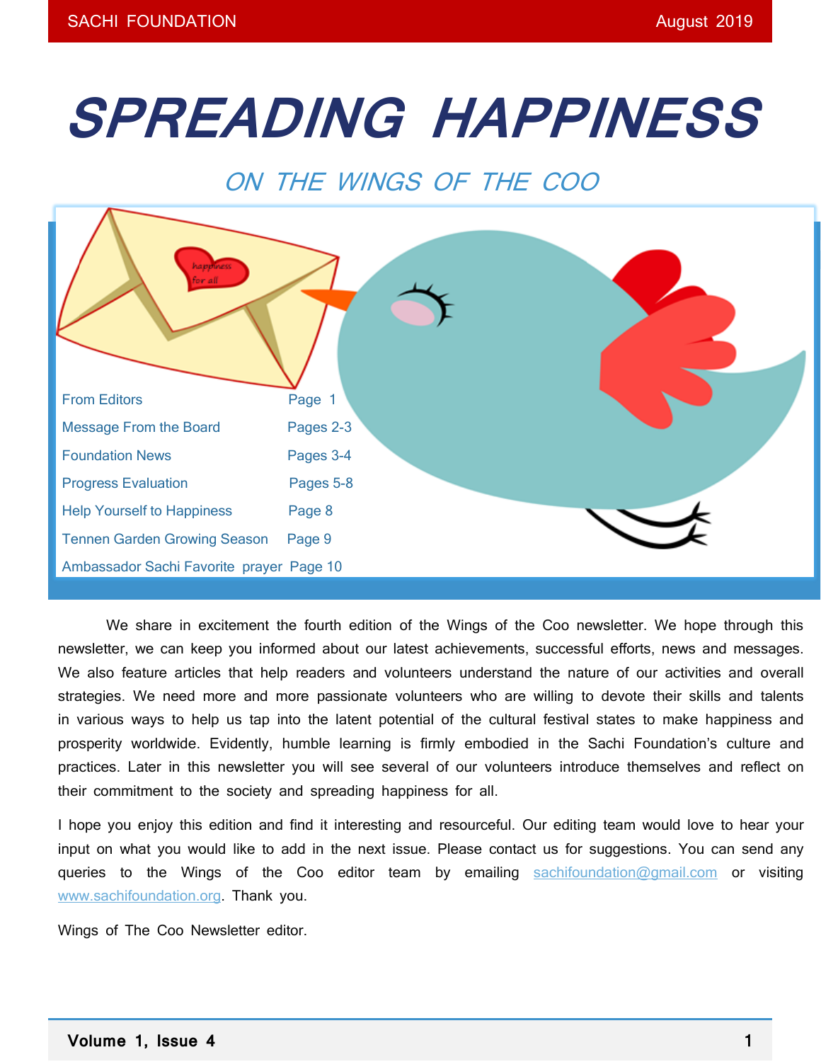# SPREADING HAPPINESS

## ON THE WINGS OF THE COO

| | |
|---|---|
| From Editors | Page 1 |
| Message From the Board | Pages 2-3 |
| Foundation News | Pages 3-4 |
| Progress Evaluation | Pages 5-8 |
| Help Yourself to Happiness | Page 8 |
| Tennen Garden Growing Season | Page 9 |
| Ambassador Sachi Favorite prayer | Page 10 |

We share in excitement the fourth edition of the Wings of the Coo newsletter. We hope through this newsletter, we can keep you informed about our latest achievements, successful efforts, news and messages. We also feature articles that help readers and volunteers understand the nature of our activities and overall strategies. We need more and more passionate volunteers who are willing to devote their skills and talents in various ways to help us tap into the latent potential of the cultural festival states to make happiness and prosperity worldwide. Evidently, humble learning is firmly embodied in the Sachi Foundation's culture and practices. Later in this newsletter you will see several of our volunteers introduce themselves and reflect on their commitment to the society and spreading happiness for all.

I hope you enjoy this edition and find it interesting and resourceful. Our editing team would love to hear your input on what you would like to add in the next issue. Please contact us for suggestions. You can send any queries to the Wings of the Coo editor team by emailing sachifoundation@gmail.com or visiting www.sachifoundation.org. Thank you.

Wings of The Coo Newsletter editor.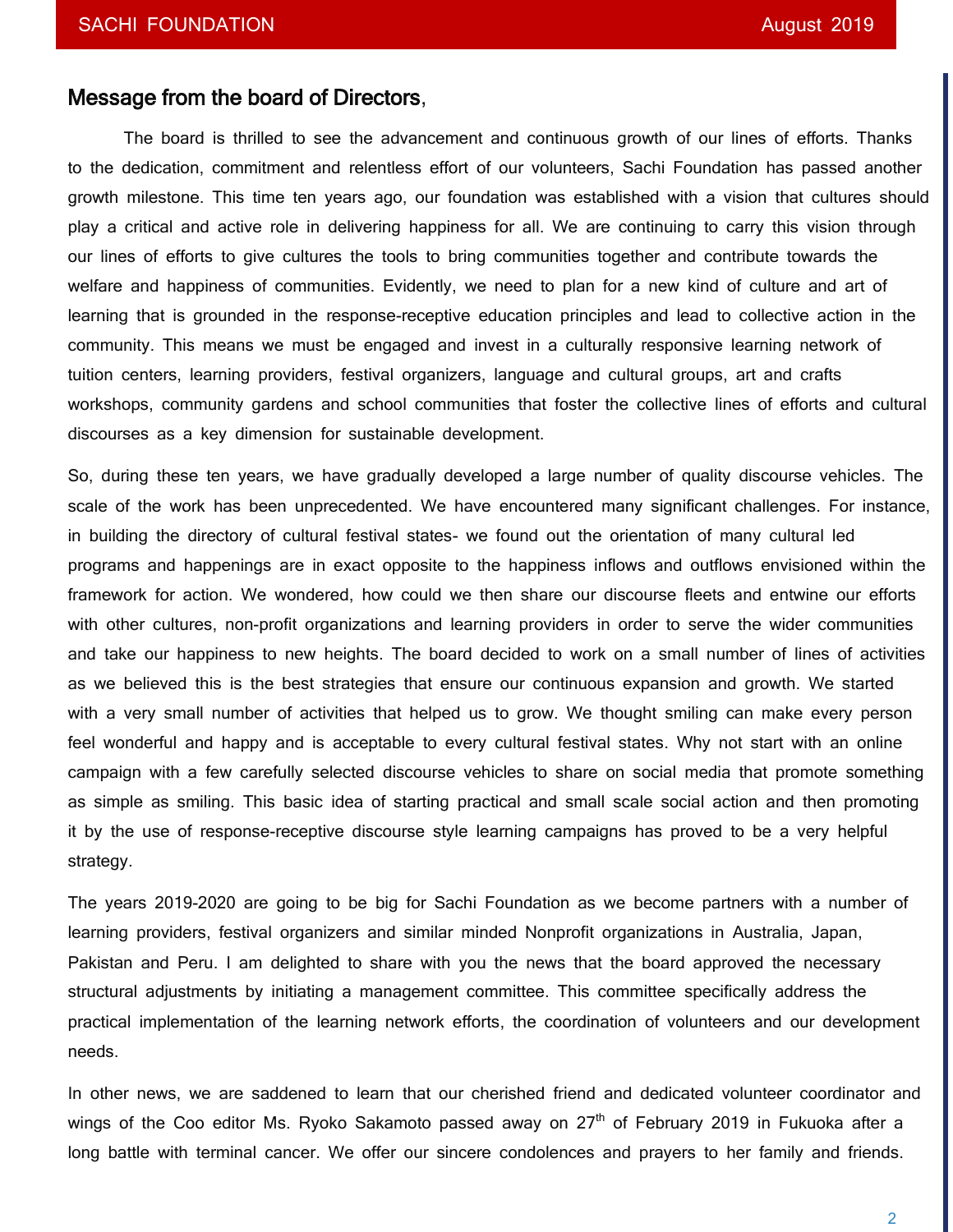## Message from the board of Directors,

The board is thrilled to see the advancement and continuous growth of our lines of efforts. Thanks to the dedication, commitment and relentless effort of our volunteers, Sachi Foundation has passed another growth milestone. This time ten years ago, our foundation was established with a vision that cultures should play a critical and active role in delivering happiness for all. We are continuing to carry this vision through our lines of efforts to give cultures the tools to bring communities together and contribute towards the welfare and happiness of communities. Evidently, we need to plan for a new kind of culture and art of learning that is grounded in the response-receptive education principles and lead to collective action in the community. This means we must be engaged and invest in a culturally responsive learning network of tuition centers, learning providers, festival organizers, language and cultural groups, art and crafts workshops, community gardens and school communities that foster the collective lines of efforts and cultural discourses as a key dimension for sustainable development.

So, during these ten years, we have gradually developed a large number of quality discourse vehicles. The scale of the work has been unprecedented. We have encountered many significant challenges. For instance, in building the directory of cultural festival states- we found out the orientation of many cultural led programs and happenings are in exact opposite to the happiness inflows and outflows envisioned within the framework for action. We wondered, how could we then share our discourse fleets and entwine our efforts with other cultures, non-profit organizations and learning providers in order to serve the wider communities and take our happiness to new heights. The board decided to work on a small number of lines of activities as we believed this is the best strategies that ensure our continuous expansion and growth. We started with a very small number of activities that helped us to grow. We thought smiling can make every person feel wonderful and happy and is acceptable to every cultural festival states. Why not start with an online campaign with a few carefully selected discourse vehicles to share on social media that promote something as simple as smiling. This basic idea of starting practical and small scale social action and then promoting it by the use of response-receptive discourse style learning campaigns has proved to be a very helpful strategy.

The years 2019-2020 are going to be big for Sachi Foundation as we become partners with a number of learning providers, festival organizers and similar minded Nonprofit organizations in Australia, Japan, Pakistan and Peru. I am delighted to share with you the news that the board approved the necessary structural adjustments by initiating a management committee. This committee specifically address the practical implementation of the learning network efforts, the coordination of volunteers and our development needs.

In other news, we are saddened to learn that our cherished friend and dedicated volunteer coordinator and wings of the Coo editor Ms. Ryoko Sakamoto passed away on 27th of February 2019 in Fukuoka after a long battle with terminal cancer. We offer our sincere condolences and prayers to her family and friends.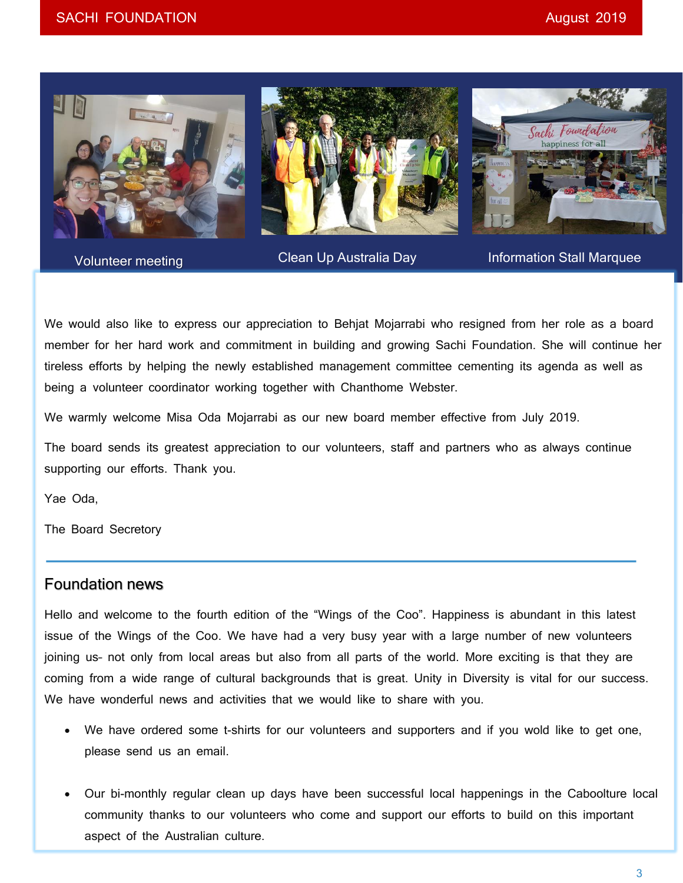Volunteer meeting

Clean Up Australia Day

Information Stall Marquee

We would also like to express our appreciation to Behjat Mojarrabi who resigned from her role as a board member for her hard work and commitment in building and growing Sachi Foundation. She will continue her tireless efforts by helping the newly established management committee cementing its agenda as well as being a volunteer coordinator working together with Chanthome Webster.

We warmly welcome Misa Oda Mojarrabi as our new board member effective from July 2019.

The board sends its greatest appreciation to our volunteers, staff and partners who as always continue supporting our efforts. Thank you.

Yae Oda,

The Board Secretory

## Foundation news

Hello and welcome to the fourth edition of the "Wings of the Coo". Happiness is abundant in this latest issue of the Wings of the Coo. We have had a very busy year with a large number of new volunteers joining us- not only from local areas but also from all parts of the world. More exciting is that they are coming from a wide range of cultural backgrounds that is great. Unity in Diversity is vital for our success. We have wonderful news and activities that we would like to share with you.

- We have ordered some t-shirts for our volunteers and supporters and if you wold like to get one, please send us an email.
- Our bi-monthly regular clean up days have been successful local happenings in the Caboolture local community thanks to our volunteers who come and support our efforts to build on this important aspect of the Australian culture.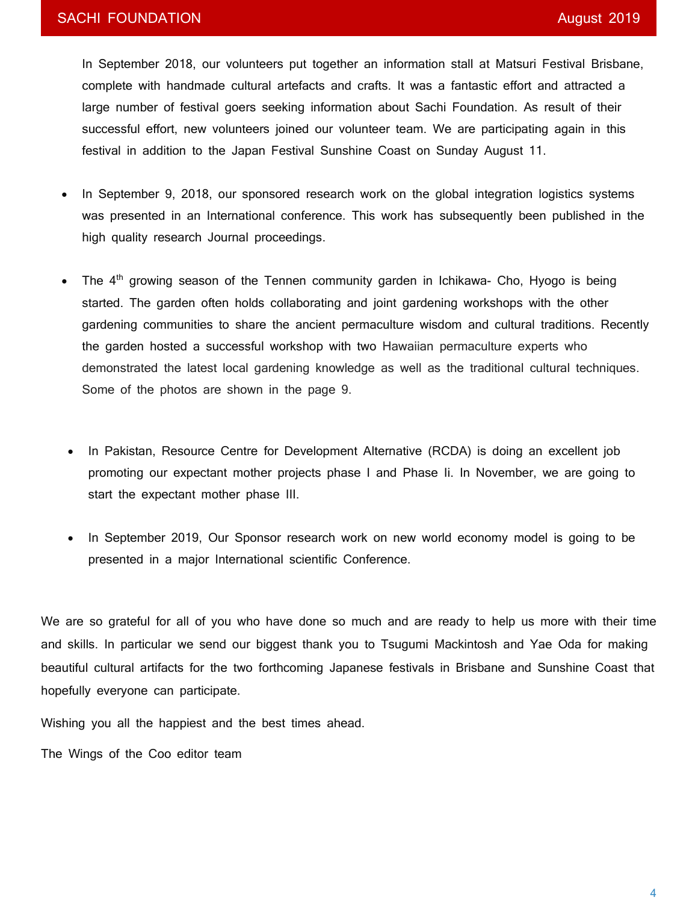In September 2018, our volunteers put together an information stall at Matsuri Festival Brisbane, complete with handmade cultural artefacts and crafts. It was a fantastic effort and attracted a large number of festival goers seeking information about Sachi Foundation. As result of their successful effort, new volunteers joined our volunteer team. We are participating again in this festival in addition to the Japan Festival Sunshine Coast on Sunday August 11.

- In September 9, 2018, our sponsored research work on the global integration logistics systems was presented in an International conference. This work has subsequently been published in the high quality research Journal proceedings.

- The 4th growing season of the Tennen community garden in Ichikawa- Cho, Hyogo is being started. The garden often holds collaborating and joint gardening workshops with the other gardening communities to share the ancient permaculture wisdom and cultural traditions. Recently the garden hosted a successful workshop with two Hawaiian permaculture experts who demonstrated the latest local gardening knowledge as well as the traditional cultural techniques. Some of the photos are shown in the page 9.

- In Pakistan, Resource Centre for Development Alternative (RCDA) is doing an excellent job promoting our expectant mother projects phase I and Phase Ii. In November, we are going to start the expectant mother phase III.

- In September 2019, Our Sponsor research work on new world economy model is going to be presented in a major International scientific Conference.

We are so grateful for all of you who have done so much and are ready to help us more with their time and skills. In particular we send our biggest thank you to Tsugumi Mackintosh and Yae Oda for making beautiful cultural artifacts for the two forthcoming Japanese festivals in Brisbane and Sunshine Coast that hopefully everyone can participate.

Wishing you all the happiest and the best times ahead.

The Wings of the Coo editor team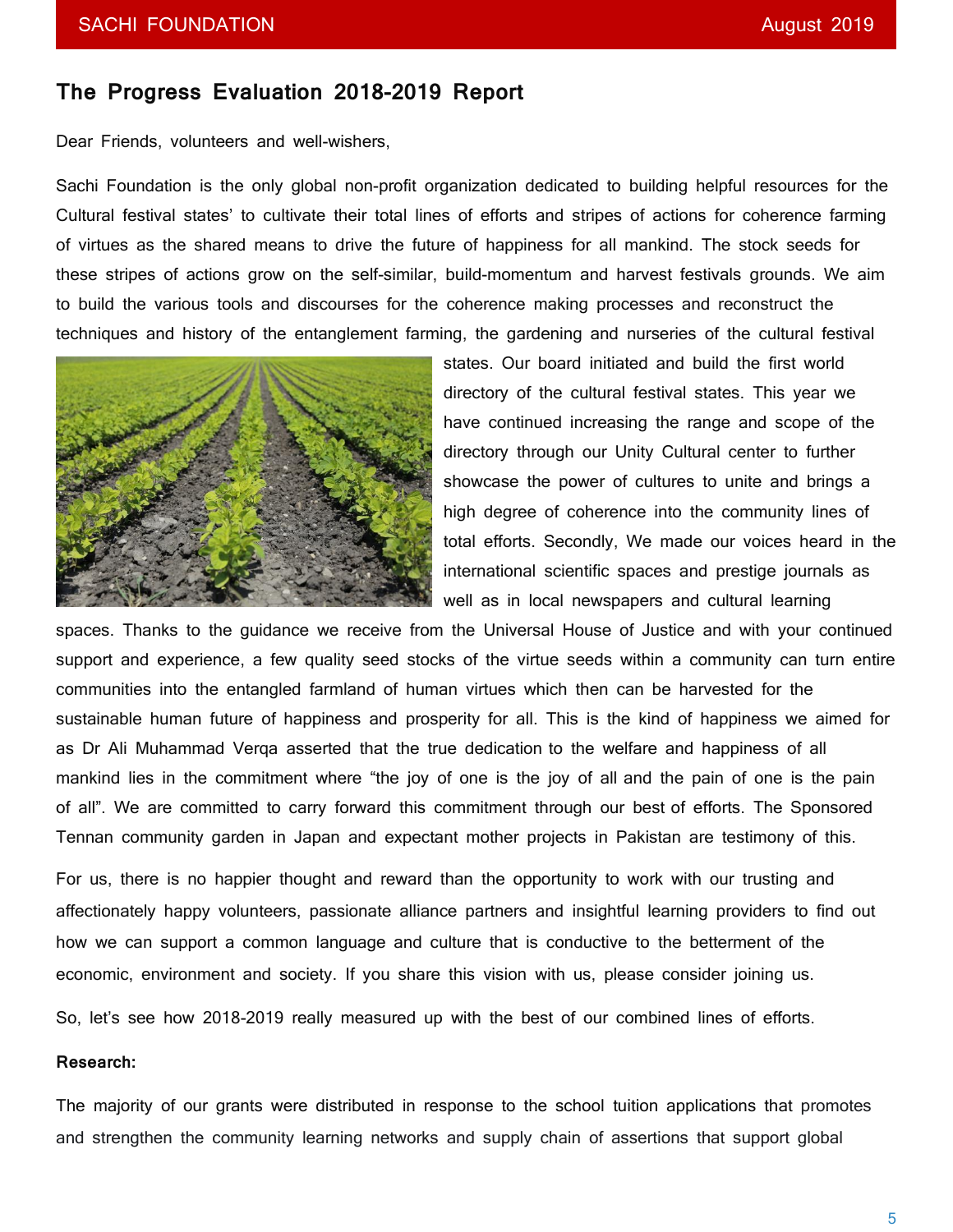## The Progress Evaluation 2018-2019 Report

Dear Friends, volunteers and well-wishers,

Sachi Foundation is the only global non-profit organization dedicated to building helpful resources for the Cultural festival states' to cultivate their total lines of efforts and stripes of actions for coherence farming of virtues as the shared means to drive the future of happiness for all mankind. The stock seeds for these stripes of actions grow on the self-similar, build-momentum and harvest festivals grounds. We aim to build the various tools and discourses for the coherence making processes and reconstruct the techniques and history of the entanglement farming, the gardening and nurseries of the cultural festival states. Our board initiated and build the first world directory of the cultural festival states. This year we have continued increasing the range and scope of the directory through our Unity Cultural center to further showcase the power of cultures to unite and brings a high degree of coherence into the community lines of total efforts. Secondly, We made our voices heard in the international scientific spaces and prestige journals as well as in local newspapers and cultural learning spaces. Thanks to the guidance we receive from the Universal House of Justice and with your continued support and experience, a few quality seed stocks of the virtue seeds within a community can turn entire communities into the entangled farmland of human virtues which then can be harvested for the sustainable human future of happiness and prosperity for all. This is the kind of happiness we aimed for as Dr Ali Muhammad Verqa asserted that the true dedication to the welfare and happiness of all mankind lies in the commitment where "the joy of one is the joy of all and the pain of one is the pain of all". We are committed to carry forward this commitment through our best of efforts. The Sponsored Tennan community garden in Japan and expectant mother projects in Pakistan are testimony of this.

For us, there is no happier thought and reward than the opportunity to work with our trusting and affectionately happy volunteers, passionate alliance partners and insightful learning providers to find out how we can support a common language and culture that is conductive to the betterment of the economic, environment and society. If you share this vision with us, please consider joining us.

So, let's see how 2018-2019 really measured up with the best of our combined lines of efforts.

**Research:**

The majority of our grants were distributed in response to the school tuition applications that promotes and strengthen the community learning networks and supply chain of assertions that support global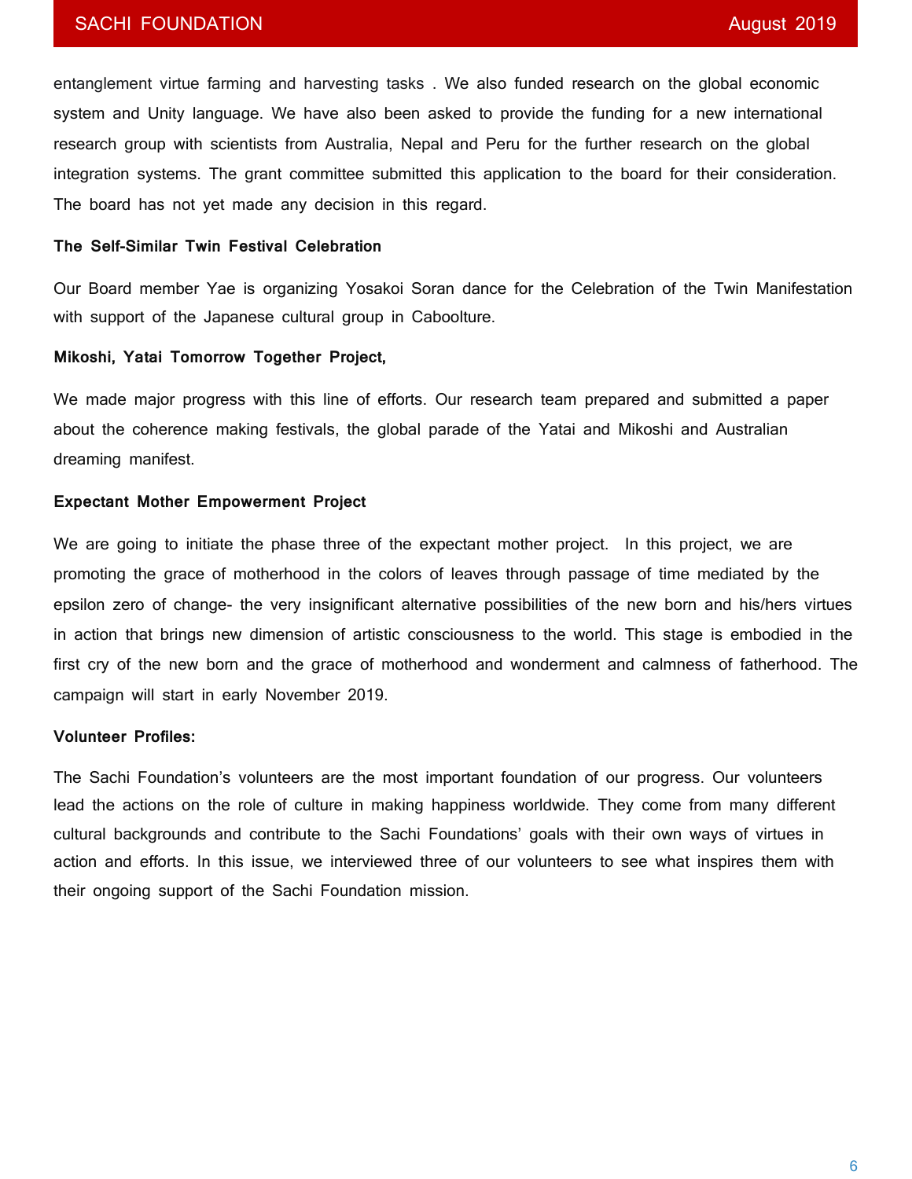entanglement virtue farming and harvesting tasks . We also funded research on the global economic system and Unity language. We have also been asked to provide the funding for a new international research group with scientists from Australia, Nepal and Peru for the further research on the global integration systems. The grant committee submitted this application to the board for their consideration. The board has not yet made any decision in this regard.

**The Self-Similar Twin Festival Celebration**

Our Board member Yae is organizing Yosakoi Soran dance for the Celebration of the Twin Manifestation with support of the Japanese cultural group in Caboolture.

**Mikoshi, Yatai Tomorrow Together Project,**

We made major progress with this line of efforts. Our research team prepared and submitted a paper about the coherence making festivals, the global parade of the Yatai and Mikoshi and Australian dreaming manifest.

**Expectant Mother Empowerment Project**

We are going to initiate the phase three of the expectant mother project. In this project, we are promoting the grace of motherhood in the colors of leaves through passage of time mediated by the epsilon zero of change- the very insignificant alternative possibilities of the new born and his/hers virtues in action that brings new dimension of artistic consciousness to the world. This stage is embodied in the first cry of the new born and the grace of motherhood and wonderment and calmness of fatherhood. The campaign will start in early November 2019.

**Volunteer Profiles:**

The Sachi Foundation's volunteers are the most important foundation of our progress. Our volunteers lead the actions on the role of culture in making happiness worldwide. They come from many different cultural backgrounds and contribute to the Sachi Foundations' goals with their own ways of virtues in action and efforts. In this issue, we interviewed three of our volunteers to see what inspires them with their ongoing support of the Sachi Foundation mission.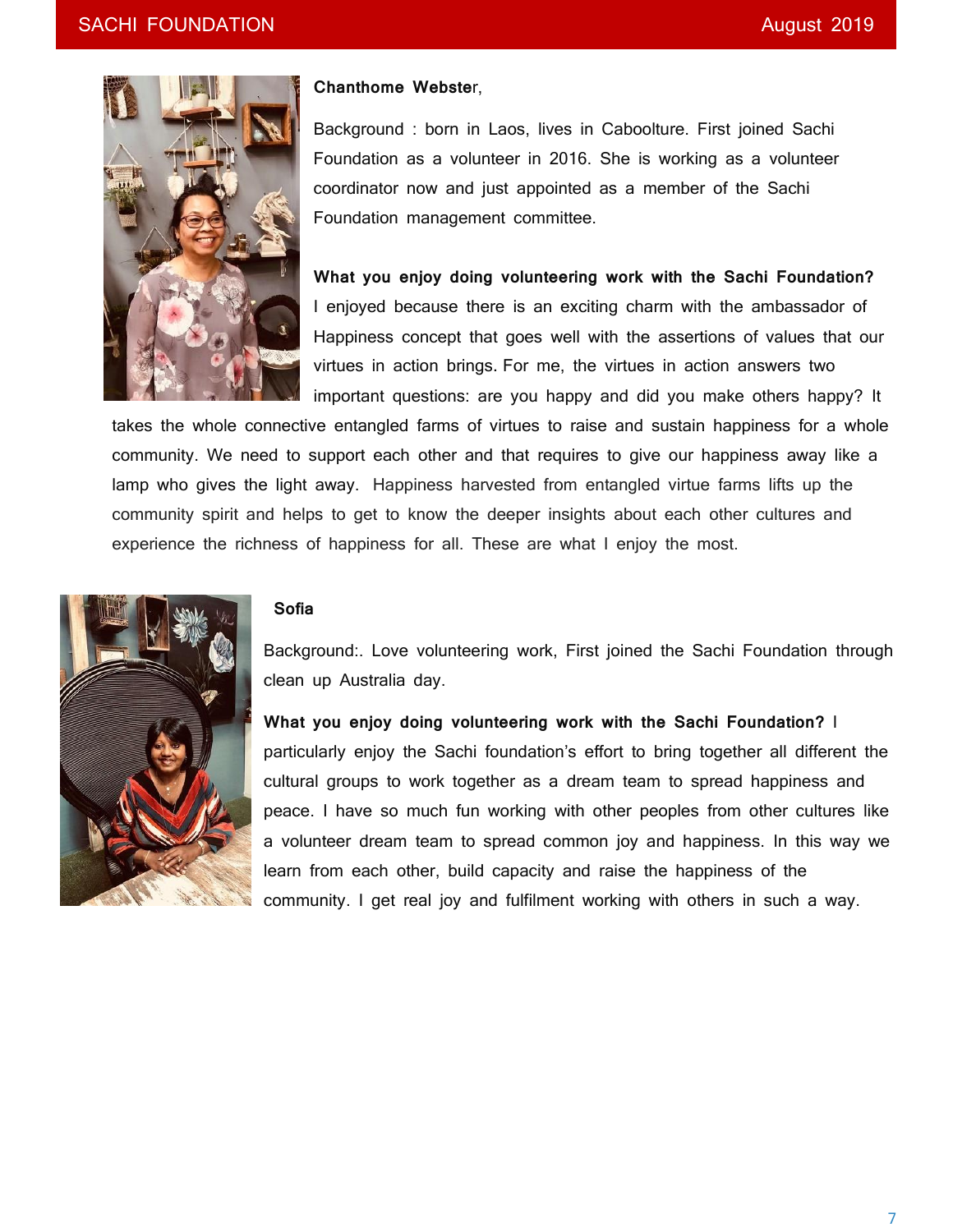**Chanthome Webster**,

Background : born in Laos, lives in Caboolture. First joined Sachi Foundation as a volunteer in 2016. She is working as a volunteer coordinator now and just appointed as a member of the Sachi Foundation management committee.

**What you enjoy doing volunteering work with the Sachi Foundation?** I enjoyed because there is an exciting charm with the ambassador of Happiness concept that goes well with the assertions of values that our virtues in action brings. For me, the virtues in action answers two important questions: are you happy and did you make others happy? It takes the whole connective entangled farms of virtues to raise and sustain happiness for a whole community. We need to support each other and that requires to give our happiness away like a lamp who gives the light away. Happiness harvested from entangled virtue farms lifts up the community spirit and helps to get to know the deeper insights about each other cultures and experience the richness of happiness for all. These are what I enjoy the most.

**Sofia**

Background:. Love volunteering work, First joined the Sachi Foundation through clean up Australia day.

**What you enjoy doing volunteering work with the Sachi Foundation?** I particularly enjoy the Sachi foundation's effort to bring together all different the cultural groups to work together as a dream team to spread happiness and peace. I have so much fun working with other peoples from other cultures like a volunteer dream team to spread common joy and happiness. In this way we learn from each other, build capacity and raise the happiness of the community. I get real joy and fulfilment working with others in such a way.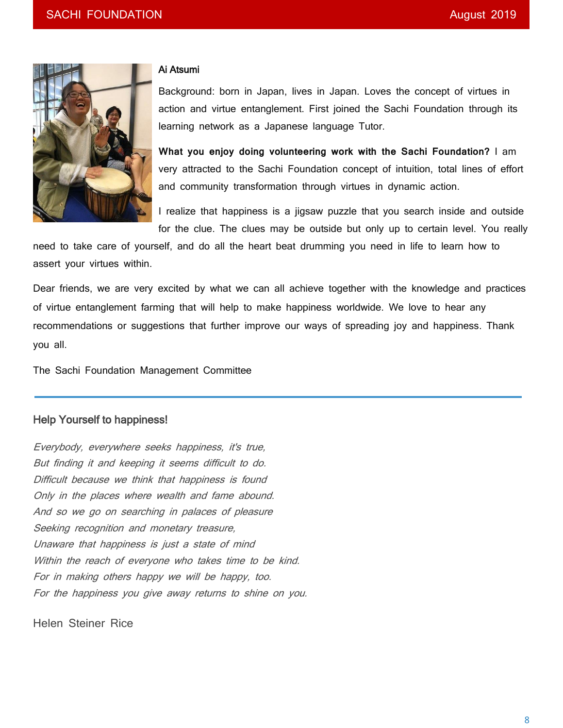### Ai Atsumi

Background: born in Japan, lives in Japan. Loves the concept of virtues in action and virtue entanglement. First joined the Sachi Foundation through its learning network as a Japanese language Tutor.

**What you enjoy doing volunteering work with the Sachi Foundation?** I am very attracted to the Sachi Foundation concept of intuition, total lines of effort and community transformation through virtues in dynamic action.

I realize that happiness is a jigsaw puzzle that you search inside and outside for the clue. The clues may be outside but only up to certain level. You really need to take care of yourself, and do all the heart beat drumming you need in life to learn how to assert your virtues within.

Dear friends, we are very excited by what we can all achieve together with the knowledge and practices of virtue entanglement farming that will help to make happiness worldwide. We love to hear any recommendations or suggestions that further improve our ways of spreading joy and happiness. Thank you all.

The Sachi Foundation Management Committee

---

### Help Yourself to happiness!

*Everybody, everywhere seeks happiness, it's true,*
*But finding it and keeping it seems difficult to do.*
*Difficult because we think that happiness is found*
*Only in the places where wealth and fame abound.*
*And so we go on searching in palaces of pleasure*
*Seeking recognition and monetary treasure,*
*Unaware that happiness is just a state of mind*
*Within the reach of everyone who takes time to be kind.*
*For in making others happy we will be happy, too.*
*For the happiness you give away returns to shine on you.*

Helen Steiner Rice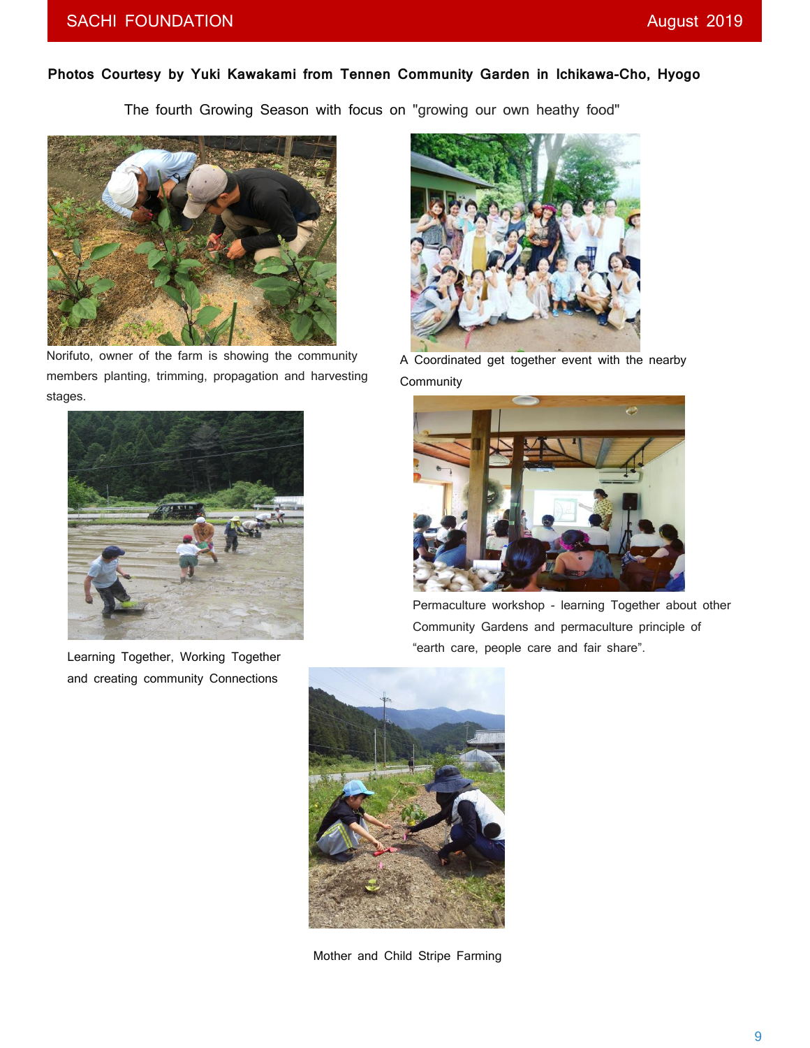**Photos Courtesy by Yuki Kawakami from Tennen Community Garden in Ichikawa-Cho, Hyogo**

The fourth Growing Season with focus on "growing our own heathy food"

Norifuto, owner of the farm is showing the community members planting, trimming, propagation and harvesting stages.

A Coordinated get together event with the nearby Community

Learning Together, Working Together and creating community Connections

Permaculture workshop - learning Together about other Community Gardens and permaculture principle of “earth care, people care and fair share”.

Mother and Child Stripe Farming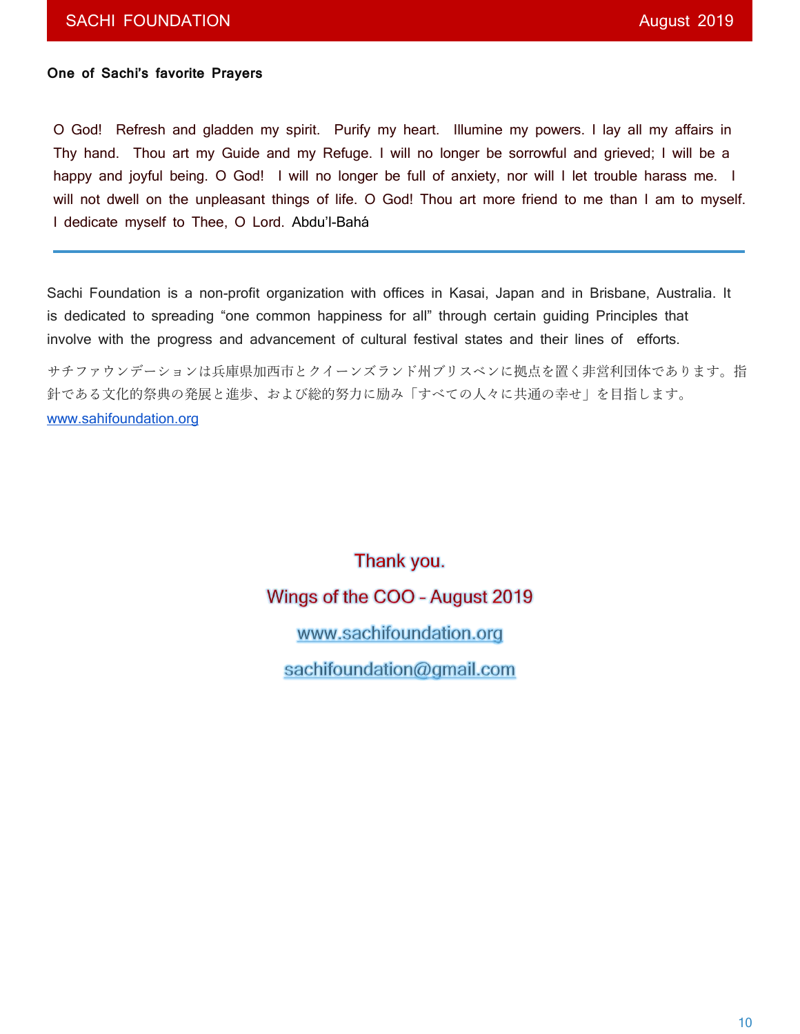**One of Sachi's favorite Prayers**

O God! Refresh and gladden my spirit. Purify my heart. Illumine my powers. I lay all my affairs in Thy hand. Thou art my Guide and my Refuge. I will no longer be sorrowful and grieved; I will be a happy and joyful being. O God! I will no longer be full of anxiety, nor will I let trouble harass me. I will not dwell on the unpleasant things of life. O God! Thou art more friend to me than I am to myself. I dedicate myself to Thee, O Lord. Abdu'l-Bahá

---

Sachi Foundation is a non-profit organization with offices in Kasai, Japan and in Brisbane, Australia. It is dedicated to spreading "one common happiness for all" through certain guiding Principles that involve with the progress and advancement of cultural festival states and their lines of efforts.

サチファウンデーションは兵庫県加西市とクイーンズランド州ブリスベンに拠点を置く非営利団体であります。指針である文化的祭典の発展と進歩、および総的努力に励み「すべての人々に共通の幸せ」を目指します。

www.sahifoundation.org

Thank you.

Wings of the COO – August 2019

www.sachifoundation.org

sachifoundation@gmail.com